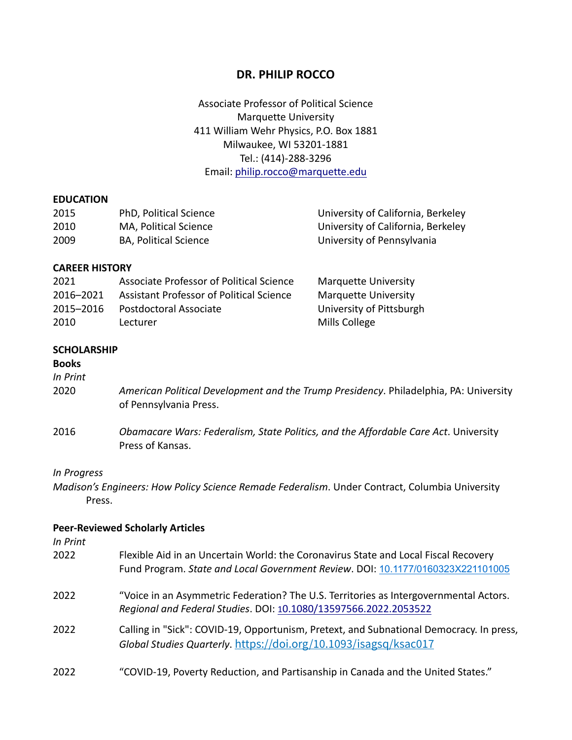# DR. PHILIP ROCCO

Associate Professor of Political Science
Marquette University
411 William Wehr Physics, P.O. Box 1881
Milwaukee, WI 53201-1881
Tel.: (414)-288-3296
Email: philip.rocco@marquette.edu

## EDUCATION

| | | |
|---|---|---|
| 2015 | PhD, Political Science | University of California, Berkeley |
| 2010 | MA, Political Science | University of California, Berkeley |
| 2009 | BA, Political Science | University of Pennsylvania |

## CAREER HISTORY

| | | |
|---|---|---|
| 2021 | Associate Professor of Political Science | Marquette University |
| 2016–2021 | Assistant Professor of Political Science | Marquette University |
| 2015–2016 | Postdoctoral Associate | University of Pittsburgh |
| 2010 | Lecturer | Mills College |

## SCHOLARSHIP

### Books

*In Print*

2020 *American Political Development and the Trump Presidency*. Philadelphia, PA: University of Pennsylvania Press.

2016 *Obamacare Wars: Federalism, State Politics, and the Affordable Care Act*. University Press of Kansas.

*In Progress*

*Madison's Engineers: How Policy Science Remade Federalism*. Under Contract, Columbia University Press.

### Peer-Reviewed Scholarly Articles

*In Print*

2022 Flexible Aid in an Uncertain World: the Coronavirus State and Local Fiscal Recovery Fund Program. *State and Local Government Review*. DOI: 10.1177/0160323X221101005

2022 "Voice in an Asymmetric Federation? The U.S. Territories as Intergovernmental Actors. *Regional and Federal Studies*. DOI: 10.1080/13597566.2022.2053522

2022 Calling in "Sick": COVID-19, Opportunism, Pretext, and Subnational Democracy. In press, *Global Studies Quarterly*. https://doi.org/10.1093/isagsq/ksac017

2022 "COVID-19, Poverty Reduction, and Partisanship in Canada and the United States."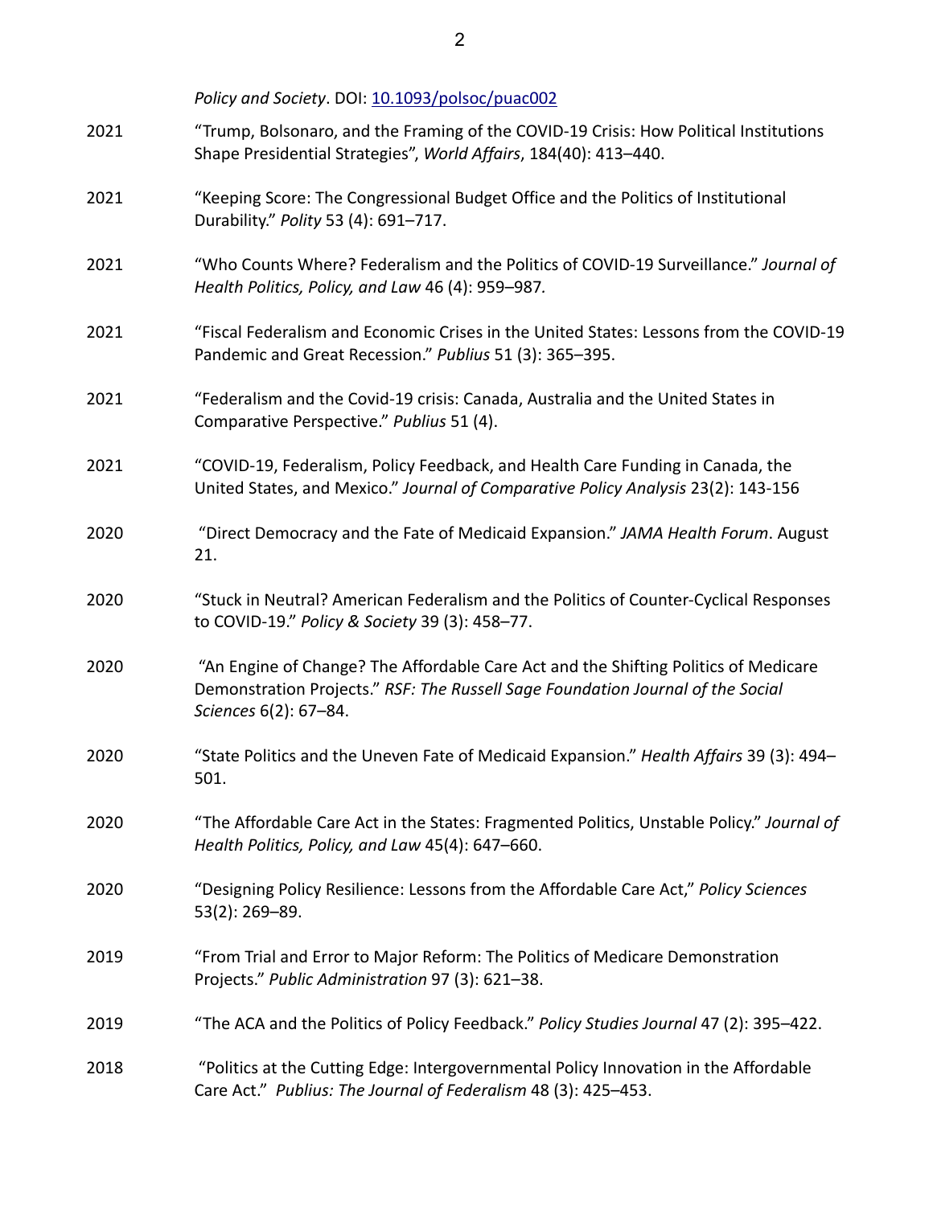*Policy and Society*. DOI: [10.1093/polsoc/puac002](https://doi.org/10.1093/polsoc/puac002)

2021 "Trump, Bolsonaro, and the Framing of the COVID-19 Crisis: How Political Institutions Shape Presidential Strategies", *World Affairs*, 184(40): 413–440.

2021 "Keeping Score: The Congressional Budget Office and the Politics of Institutional Durability." *Polity* 53 (4): 691–717.

2021 "Who Counts Where? Federalism and the Politics of COVID-19 Surveillance." *Journal of Health Politics, Policy, and Law* 46 (4): 959–987.

2021 "Fiscal Federalism and Economic Crises in the United States: Lessons from the COVID-19 Pandemic and Great Recession." *Publius* 51 (3): 365–395.

2021 "Federalism and the Covid-19 crisis: Canada, Australia and the United States in Comparative Perspective." *Publius* 51 (4).

2021 "COVID-19, Federalism, Policy Feedback, and Health Care Funding in Canada, the United States, and Mexico." *Journal of Comparative Policy Analysis* 23(2): 143-156

2020 "Direct Democracy and the Fate of Medicaid Expansion." *JAMA Health Forum*. August 21.

2020 "Stuck in Neutral? American Federalism and the Politics of Counter-Cyclical Responses to COVID-19." *Policy & Society* 39 (3): 458–77.

2020 "An Engine of Change? The Affordable Care Act and the Shifting Politics of Medicare Demonstration Projects." *RSF: The Russell Sage Foundation Journal of the Social Sciences* 6(2): 67–84.

2020 "State Politics and the Uneven Fate of Medicaid Expansion." *Health Affairs* 39 (3): 494–501.

2020 "The Affordable Care Act in the States: Fragmented Politics, Unstable Policy." *Journal of Health Politics, Policy, and Law* 45(4): 647–660.

2020 "Designing Policy Resilience: Lessons from the Affordable Care Act," *Policy Sciences* 53(2): 269–89.

2019 "From Trial and Error to Major Reform: The Politics of Medicare Demonstration Projects." *Public Administration* 97 (3): 621–38.

2019 "The ACA and the Politics of Policy Feedback." *Policy Studies Journal* 47 (2): 395–422.

2018 "Politics at the Cutting Edge: Intergovernmental Policy Innovation in the Affordable Care Act." *Publius: The Journal of Federalism* 48 (3): 425–453.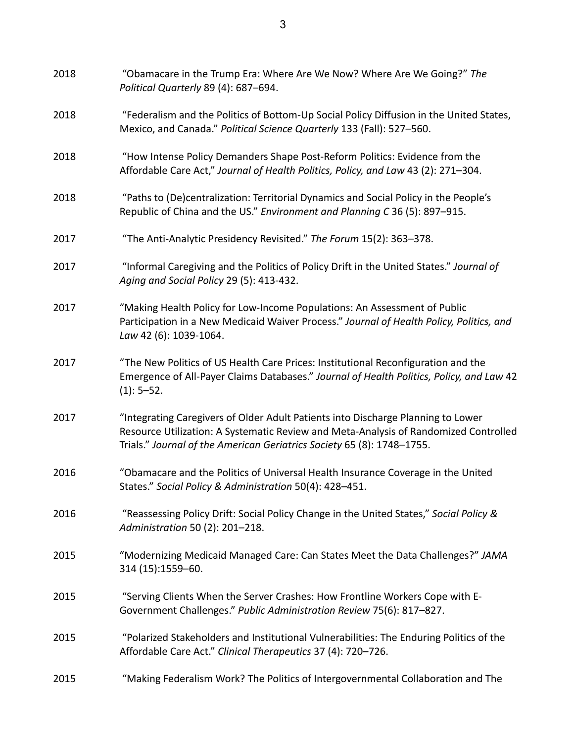2018 "Obamacare in the Trump Era: Where Are We Now? Where Are We Going?" *The Political Quarterly* 89 (4): 687–694.

2018 "Federalism and the Politics of Bottom-Up Social Policy Diffusion in the United States, Mexico, and Canada." *Political Science Quarterly* 133 (Fall): 527–560.

2018 "How Intense Policy Demanders Shape Post-Reform Politics: Evidence from the Affordable Care Act," *Journal of Health Politics, Policy, and Law* 43 (2): 271–304.

2018 "Paths to (De)centralization: Territorial Dynamics and Social Policy in the People's Republic of China and the US." *Environment and Planning C* 36 (5): 897–915.

2017 "The Anti-Analytic Presidency Revisited." *The Forum* 15(2): 363–378.

2017 "Informal Caregiving and the Politics of Policy Drift in the United States." *Journal of Aging and Social Policy* 29 (5): 413-432.

2017 "Making Health Policy for Low-Income Populations: An Assessment of Public Participation in a New Medicaid Waiver Process." *Journal of Health Policy, Politics, and Law* 42 (6): 1039-1064.

2017 "The New Politics of US Health Care Prices: Institutional Reconfiguration and the Emergence of All-Payer Claims Databases." *Journal of Health Politics, Policy, and Law* 42 (1): 5–52.

2017 "Integrating Caregivers of Older Adult Patients into Discharge Planning to Lower Resource Utilization: A Systematic Review and Meta-Analysis of Randomized Controlled Trials." *Journal of the American Geriatrics Society* 65 (8): 1748–1755.

2016 "Obamacare and the Politics of Universal Health Insurance Coverage in the United States." *Social Policy & Administration* 50(4): 428–451.

2016 "Reassessing Policy Drift: Social Policy Change in the United States," *Social Policy & Administration* 50 (2): 201–218.

2015 "Modernizing Medicaid Managed Care: Can States Meet the Data Challenges?" *JAMA* 314 (15):1559–60.

2015 "Serving Clients When the Server Crashes: How Frontline Workers Cope with E-Government Challenges." *Public Administration Review* 75(6): 817–827.

2015 "Polarized Stakeholders and Institutional Vulnerabilities: The Enduring Politics of the Affordable Care Act." *Clinical Therapeutics* 37 (4): 720–726.

2015 "Making Federalism Work? The Politics of Intergovernmental Collaboration and The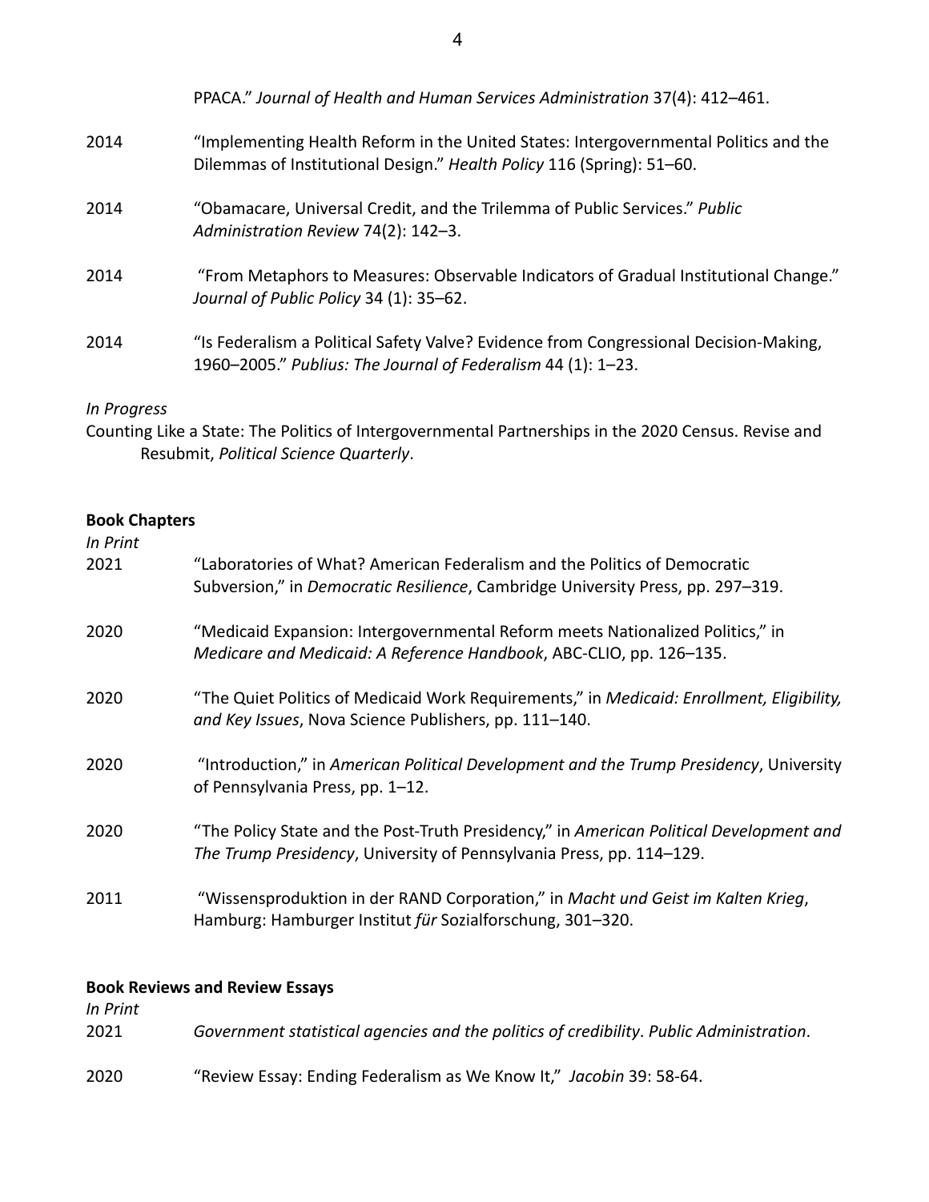PPACA." *Journal of Health and Human Services Administration* 37(4): 412–461.

2014 "Implementing Health Reform in the United States: Intergovernmental Politics and the Dilemmas of Institutional Design." *Health Policy* 116 (Spring): 51–60.

2014 "Obamacare, Universal Credit, and the Trilemma of Public Services." *Public Administration Review* 74(2): 142–3.

2014 "From Metaphors to Measures: Observable Indicators of Gradual Institutional Change." *Journal of Public Policy* 34 (1): 35–62.

2014 "Is Federalism a Political Safety Valve? Evidence from Congressional Decision-Making, 1960–2005." *Publius: The Journal of Federalism* 44 (1): 1–23.

*In Progress*

Counting Like a State: The Politics of Intergovernmental Partnerships in the 2020 Census. Revise and Resubmit, *Political Science Quarterly*.

**Book Chapters**

*In Print*

2021 "Laboratories of What? American Federalism and the Politics of Democratic Subversion," in *Democratic Resilience*, Cambridge University Press, pp. 297–319.

2020 "Medicaid Expansion: Intergovernmental Reform meets Nationalized Politics," in *Medicare and Medicaid: A Reference Handbook*, ABC-CLIO, pp. 126–135.

2020 "The Quiet Politics of Medicaid Work Requirements," in *Medicaid: Enrollment, Eligibility, and Key Issues*, Nova Science Publishers, pp. 111–140.

2020 "Introduction," in *American Political Development and the Trump Presidency*, University of Pennsylvania Press, pp. 1–12.

2020 "The Policy State and the Post-Truth Presidency," in *American Political Development and The Trump Presidency*, University of Pennsylvania Press, pp. 114–129.

2011 "Wissensproduktion in der RAND Corporation," in *Macht und Geist im Kalten Krieg*, Hamburg: Hamburger Institut *für* Sozialforschung, 301–320.

**Book Reviews and Review Essays**

*In Print*

2021 *Government statistical agencies and the politics of credibility*. *Public Administration*.

2020 "Review Essay: Ending Federalism as We Know It," *Jacobin* 39: 58-64.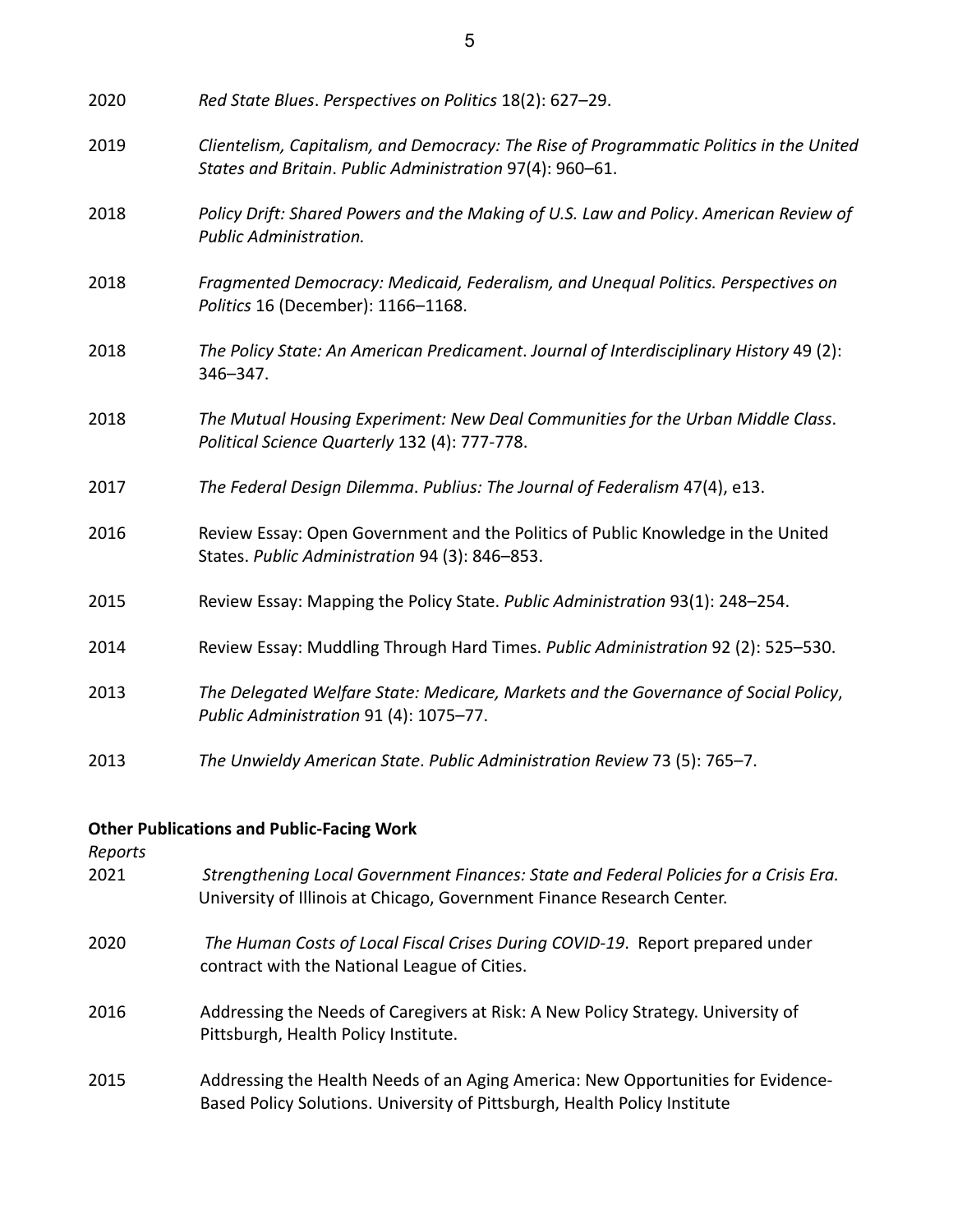2020 *Red State Blues*. *Perspectives on Politics* 18(2): 627–29.

2019 *Clientelism, Capitalism, and Democracy: The Rise of Programmatic Politics in the United States and Britain*. *Public Administration* 97(4): 960–61.

2018 *Policy Drift: Shared Powers and the Making of U.S. Law and Policy*. *American Review of Public Administration.*

2018 *Fragmented Democracy: Medicaid, Federalism, and Unequal Politics. Perspectives on Politics* 16 (December): 1166–1168.

2018 *The Policy State: An American Predicament*. *Journal of Interdisciplinary History* 49 (2): 346–347.

2018 *The Mutual Housing Experiment: New Deal Communities for the Urban Middle Class*. *Political Science Quarterly* 132 (4): 777-778.

2017 *The Federal Design Dilemma*. *Publius: The Journal of Federalism* 47(4), e13.

2016 Review Essay: Open Government and the Politics of Public Knowledge in the United States. *Public Administration* 94 (3): 846–853.

2015 Review Essay: Mapping the Policy State. *Public Administration* 93(1): 248–254.

2014 Review Essay: Muddling Through Hard Times. *Public Administration* 92 (2): 525–530.

2013 *The Delegated Welfare State: Medicare, Markets and the Governance of Social Policy*, *Public Administration* 91 (4): 1075–77.

2013 *The Unwieldy American State*. *Public Administration Review* 73 (5): 765–7.

**Other Publications and Public-Facing Work**

*Reports*

2021 *Strengthening Local Government Finances: State and Federal Policies for a Crisis Era.* University of Illinois at Chicago, Government Finance Research Center.

2020 *The Human Costs of Local Fiscal Crises During COVID-19*. Report prepared under contract with the National League of Cities.

2016 Addressing the Needs of Caregivers at Risk: A New Policy Strategy. University of Pittsburgh, Health Policy Institute.

2015 Addressing the Health Needs of an Aging America: New Opportunities for Evidence-Based Policy Solutions. University of Pittsburgh, Health Policy Institute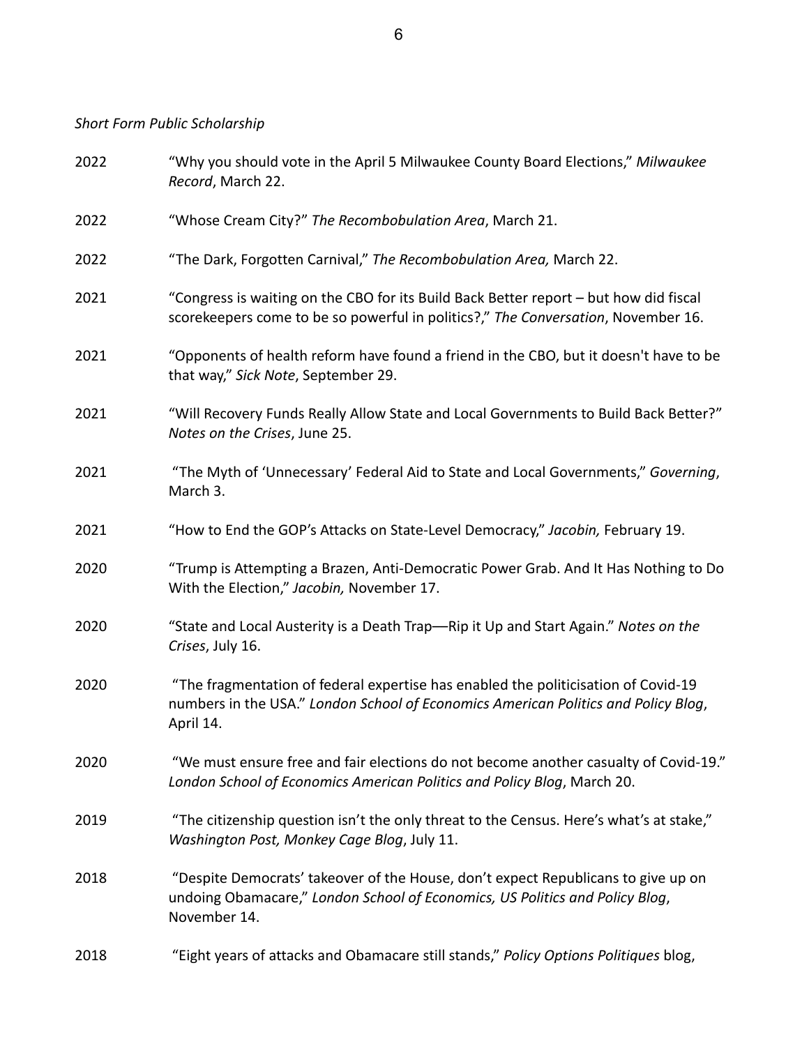*Short Form Public Scholarship*

2022 "Why you should vote in the April 5 Milwaukee County Board Elections," *Milwaukee Record*, March 22.

2022 "Whose Cream City?" *The Recombobulation Area*, March 21.

2022 "The Dark, Forgotten Carnival," *The Recombobulation Area,* March 22.

2021 "Congress is waiting on the CBO for its Build Back Better report – but how did fiscal scorekeepers come to be so powerful in politics?," *The Conversation*, November 16.

2021 "Opponents of health reform have found a friend in the CBO, but it doesn't have to be that way," *Sick Note*, September 29.

2021 "Will Recovery Funds Really Allow State and Local Governments to Build Back Better?" *Notes on the Crises*, June 25.

2021 "The Myth of 'Unnecessary' Federal Aid to State and Local Governments," *Governing*, March 3.

2021 "How to End the GOP's Attacks on State-Level Democracy," *Jacobin,* February 19.

2020 "Trump is Attempting a Brazen, Anti-Democratic Power Grab. And It Has Nothing to Do With the Election," *Jacobin,* November 17.

2020 "State and Local Austerity is a Death Trap—Rip it Up and Start Again." *Notes on the Crises*, July 16.

2020 "The fragmentation of federal expertise has enabled the politicisation of Covid-19 numbers in the USA." *London School of Economics American Politics and Policy Blog*, April 14.

2020 "We must ensure free and fair elections do not become another casualty of Covid-19." *London School of Economics American Politics and Policy Blog*, March 20.

2019 "The citizenship question isn't the only threat to the Census. Here's what's at stake," *Washington Post, Monkey Cage Blog*, July 11.

2018 "Despite Democrats' takeover of the House, don't expect Republicans to give up on undoing Obamacare," *London School of Economics, US Politics and Policy Blog*, November 14.

2018 "Eight years of attacks and Obamacare still stands," *Policy Options Politiques* blog,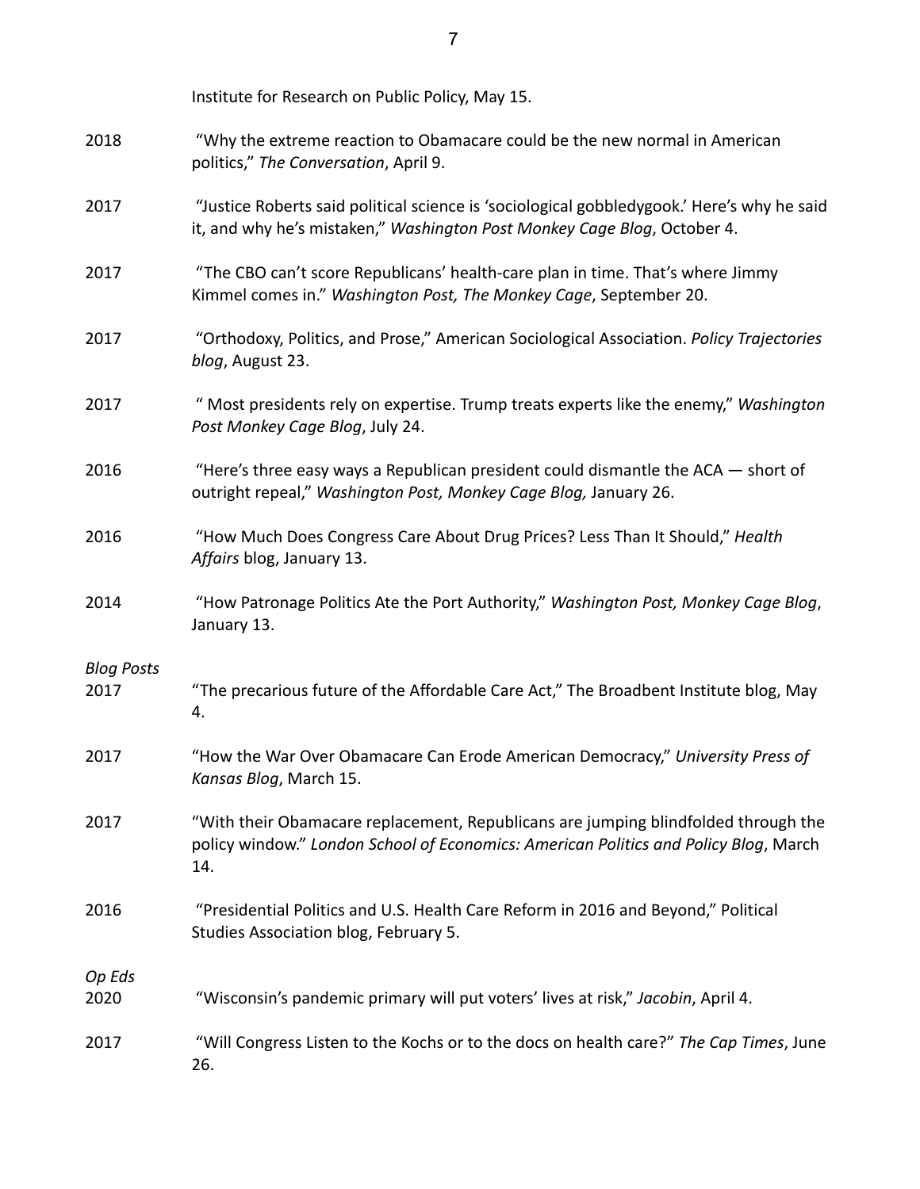Institute for Research on Public Policy, May 15.

2018 "Why the extreme reaction to Obamacare could be the new normal in American politics," *The Conversation*, April 9.

2017 "Justice Roberts said political science is 'sociological gobbledygook.' Here's why he said it, and why he's mistaken," *Washington Post Monkey Cage Blog*, October 4.

2017 "The CBO can't score Republicans' health-care plan in time. That's where Jimmy Kimmel comes in." *Washington Post, The Monkey Cage*, September 20.

2017 "Orthodoxy, Politics, and Prose," American Sociological Association. *Policy Trajectories blog*, August 23.

2017 " Most presidents rely on expertise. Trump treats experts like the enemy," *Washington Post Monkey Cage Blog*, July 24.

2016 "Here's three easy ways a Republican president could dismantle the ACA — short of outright repeal," *Washington Post, Monkey Cage Blog,* January 26.

2016 "How Much Does Congress Care About Drug Prices? Less Than It Should," *Health Affairs* blog, January 13.

2014 "How Patronage Politics Ate the Port Authority," *Washington Post, Monkey Cage Blog*, January 13.

*Blog Posts*

2017 "The precarious future of the Affordable Care Act," The Broadbent Institute blog, May 4.

2017 "How the War Over Obamacare Can Erode American Democracy," *University Press of Kansas Blog*, March 15.

2017 "With their Obamacare replacement, Republicans are jumping blindfolded through the policy window." *London School of Economics: American Politics and Policy Blog*, March 14.

2016 "Presidential Politics and U.S. Health Care Reform in 2016 and Beyond," Political Studies Association blog, February 5.

*Op Eds*

2020 "Wisconsin's pandemic primary will put voters' lives at risk," *Jacobin*, April 4.

2017 "Will Congress Listen to the Kochs or to the docs on health care?" *The Cap Times*, June 26.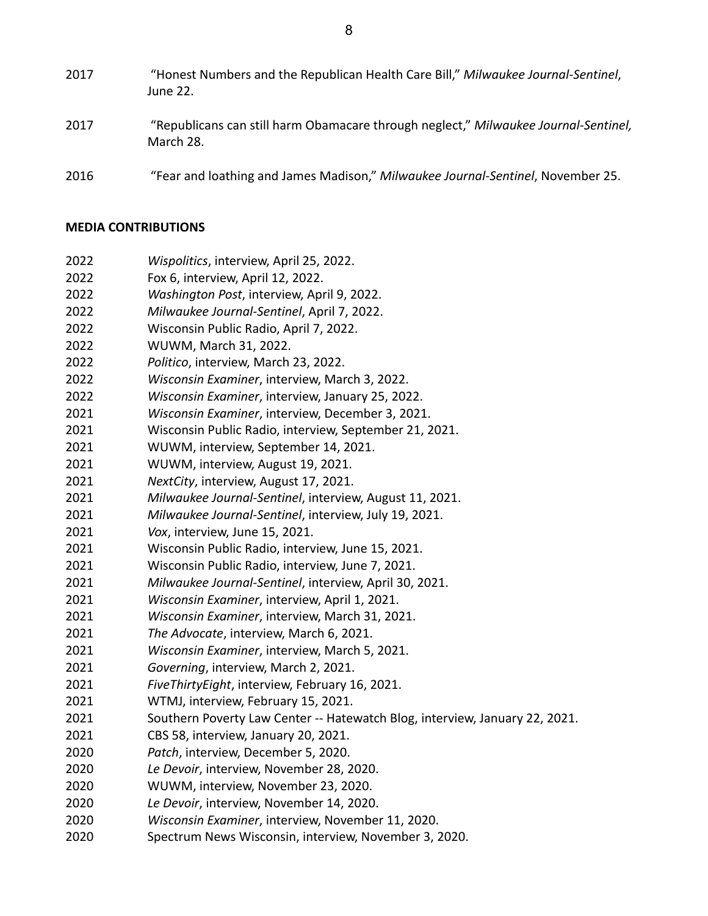2017 “Honest Numbers and the Republican Health Care Bill,” *Milwaukee Journal-Sentinel*, June 22.

2017 “Republicans can still harm Obamacare through neglect,” *Milwaukee Journal-Sentinel,* March 28.

2016 “Fear and loathing and James Madison,” *Milwaukee Journal-Sentinel*, November 25.

**MEDIA CONTRIBUTIONS**

2022 *Wispolitics*, interview, April 25, 2022.
2022 Fox 6, interview, April 12, 2022.
2022 *Washington Post*, interview, April 9, 2022.
2022 *Milwaukee Journal-Sentinel*, April 7, 2022.
2022 Wisconsin Public Radio, April 7, 2022.
2022 WUWM, March 31, 2022.
2022 *Politico*, interview, March 23, 2022.
2022 *Wisconsin Examiner*, interview, March 3, 2022.
2022 *Wisconsin Examiner*, interview, January 25, 2022.
2021 *Wisconsin Examiner*, interview, December 3, 2021.
2021 Wisconsin Public Radio, interview, September 21, 2021.
2021 WUWM, interview, September 14, 2021.
2021 WUWM, interview, August 19, 2021.
2021 *NextCity*, interview, August 17, 2021.
2021 *Milwaukee Journal-Sentinel*, interview, August 11, 2021.
2021 *Milwaukee Journal-Sentinel*, interview, July 19, 2021.
2021 *Vox*, interview, June 15, 2021.
2021 Wisconsin Public Radio, interview, June 15, 2021.
2021 Wisconsin Public Radio, interview, June 7, 2021.
2021 *Milwaukee Journal-Sentinel*, interview, April 30, 2021.
2021 *Wisconsin Examiner*, interview, April 1, 2021.
2021 *Wisconsin Examiner*, interview, March 31, 2021.
2021 *The Advocate*, interview, March 6, 2021.
2021 *Wisconsin Examiner*, interview, March 5, 2021.
2021 *Governing*, interview, March 2, 2021.
2021 *FiveThirtyEight*, interview, February 16, 2021.
2021 WTMJ, interview, February 15, 2021.
2021 Southern Poverty Law Center -- Hatewatch Blog, interview, January 22, 2021.
2021 CBS 58, interview, January 20, 2021.
2020 *Patch*, interview, December 5, 2020.
2020 *Le Devoir*, interview, November 28, 2020.
2020 WUWM, interview, November 23, 2020.
2020 *Le Devoir*, interview, November 14, 2020.
2020 *Wisconsin Examiner*, interview, November 11, 2020.
2020 Spectrum News Wisconsin, interview, November 3, 2020.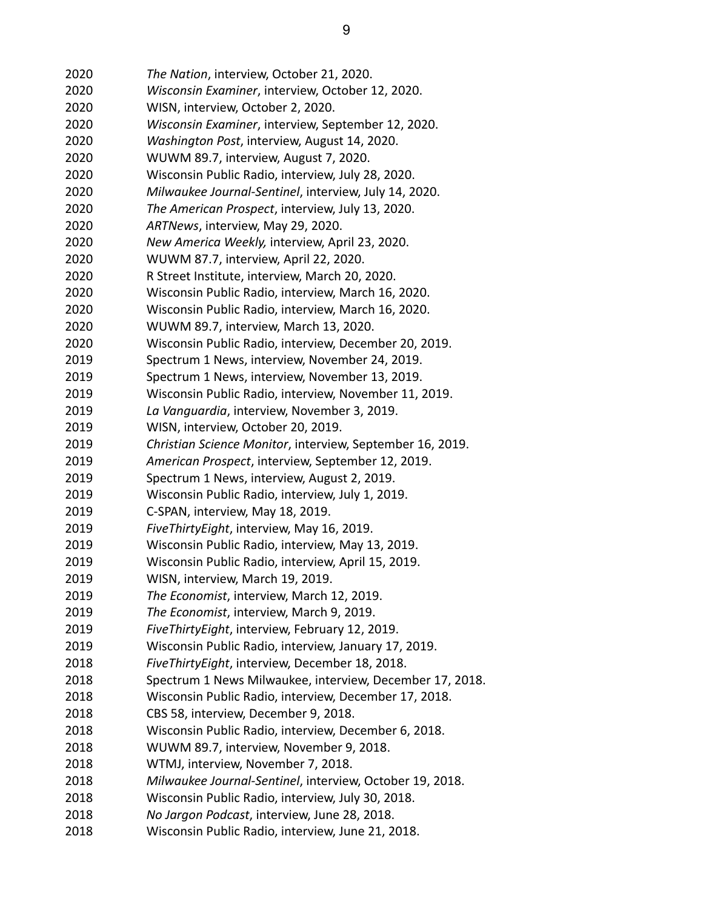2020 *The Nation*, interview, October 21, 2020.
2020 *Wisconsin Examiner*, interview, October 12, 2020.
2020 WISN, interview, October 2, 2020.
2020 *Wisconsin Examiner*, interview, September 12, 2020.
2020 *Washington Post*, interview, August 14, 2020.
2020 WUWM 89.7, interview, August 7, 2020.
2020 Wisconsin Public Radio, interview, July 28, 2020.
2020 *Milwaukee Journal-Sentinel*, interview, July 14, 2020.
2020 *The American Prospect*, interview, July 13, 2020.
2020 *ARTNews*, interview, May 29, 2020.
2020 *New America Weekly,* interview, April 23, 2020.
2020 WUWM 87.7, interview, April 22, 2020.
2020 R Street Institute, interview, March 20, 2020.
2020 Wisconsin Public Radio, interview, March 16, 2020.
2020 Wisconsin Public Radio, interview, March 16, 2020.
2020 WUWM 89.7, interview, March 13, 2020.
2020 Wisconsin Public Radio, interview, December 20, 2019.
2019 Spectrum 1 News, interview, November 24, 2019.
2019 Spectrum 1 News, interview, November 13, 2019.
2019 Wisconsin Public Radio, interview, November 11, 2019.
2019 *La Vanguardia*, interview, November 3, 2019.
2019 WISN, interview, October 20, 2019.
2019 *Christian Science Monitor*, interview, September 16, 2019.
2019 *American Prospect*, interview, September 12, 2019.
2019 Spectrum 1 News, interview, August 2, 2019.
2019 Wisconsin Public Radio, interview, July 1, 2019.
2019 C-SPAN, interview, May 18, 2019.
2019 *FiveThirtyEight*, interview, May 16, 2019.
2019 Wisconsin Public Radio, interview, May 13, 2019.
2019 Wisconsin Public Radio, interview, April 15, 2019.
2019 WISN, interview, March 19, 2019.
2019 *The Economist*, interview, March 12, 2019.
2019 *The Economist*, interview, March 9, 2019.
2019 *FiveThirtyEight*, interview, February 12, 2019.
2019 Wisconsin Public Radio, interview, January 17, 2019.
2018 *FiveThirtyEight*, interview, December 18, 2018.
2018 Spectrum 1 News Milwaukee, interview, December 17, 2018.
2018 Wisconsin Public Radio, interview, December 17, 2018.
2018 CBS 58, interview, December 9, 2018.
2018 Wisconsin Public Radio, interview, December 6, 2018.
2018 WUWM 89.7, interview, November 9, 2018.
2018 WTMJ, interview, November 7, 2018.
2018 *Milwaukee Journal-Sentinel*, interview, October 19, 2018.
2018 Wisconsin Public Radio, interview, July 30, 2018.
2018 *No Jargon Podcast*, interview, June 28, 2018.
2018 Wisconsin Public Radio, interview, June 21, 2018.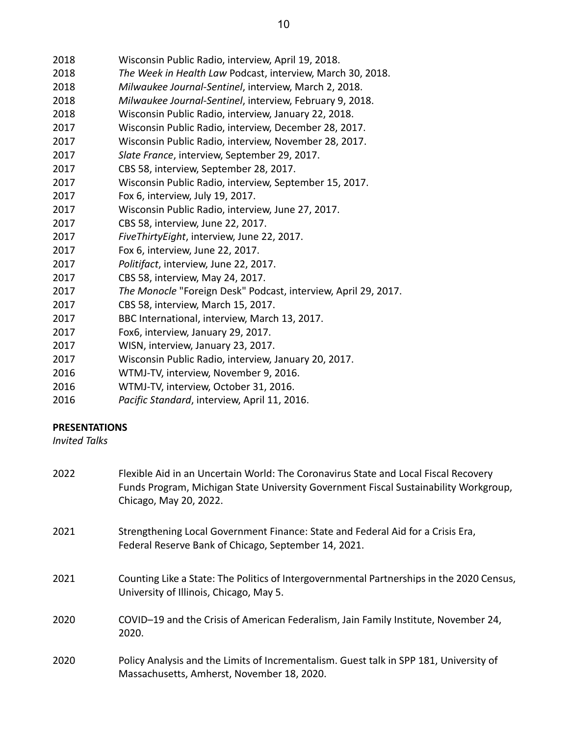2018 Wisconsin Public Radio, interview, April 19, 2018.
2018 *The Week in Health Law* Podcast, interview, March 30, 2018.
2018 *Milwaukee Journal-Sentinel*, interview, March 2, 2018.
2018 *Milwaukee Journal-Sentinel*, interview, February 9, 2018.
2018 Wisconsin Public Radio, interview, January 22, 2018.
2017 Wisconsin Public Radio, interview, December 28, 2017.
2017 Wisconsin Public Radio, interview, November 28, 2017.
2017 *Slate France*, interview, September 29, 2017.
2017 CBS 58, interview, September 28, 2017.
2017 Wisconsin Public Radio, interview, September 15, 2017.
2017 Fox 6, interview, July 19, 2017.
2017 Wisconsin Public Radio, interview, June 27, 2017.
2017 CBS 58, interview, June 22, 2017.
2017 *FiveThirtyEight*, interview, June 22, 2017.
2017 Fox 6, interview, June 22, 2017.
2017 *Politifact*, interview, June 22, 2017.
2017 CBS 58, interview, May 24, 2017.
2017 *The Monocle* "Foreign Desk" Podcast, interview, April 29, 2017.
2017 CBS 58, interview, March 15, 2017.
2017 BBC International, interview, March 13, 2017.
2017 Fox6, interview, January 29, 2017.
2017 WISN, interview, January 23, 2017.
2017 Wisconsin Public Radio, interview, January 20, 2017.
2016 WTMJ-TV, interview, November 9, 2016.
2016 WTMJ-TV, interview, October 31, 2016.
2016 *Pacific Standard*, interview, April 11, 2016.

**PRESENTATIONS**

*Invited Talks*

2022 Flexible Aid in an Uncertain World: The Coronavirus State and Local Fiscal Recovery Funds Program, Michigan State University Government Fiscal Sustainability Workgroup, Chicago, May 20, 2022.

2021 Strengthening Local Government Finance: State and Federal Aid for a Crisis Era, Federal Reserve Bank of Chicago, September 14, 2021.

2021 Counting Like a State: The Politics of Intergovernmental Partnerships in the 2020 Census, University of Illinois, Chicago, May 5.

2020 COVID–19 and the Crisis of American Federalism, Jain Family Institute, November 24, 2020.

2020 Policy Analysis and the Limits of Incrementalism. Guest talk in SPP 181, University of Massachusetts, Amherst, November 18, 2020.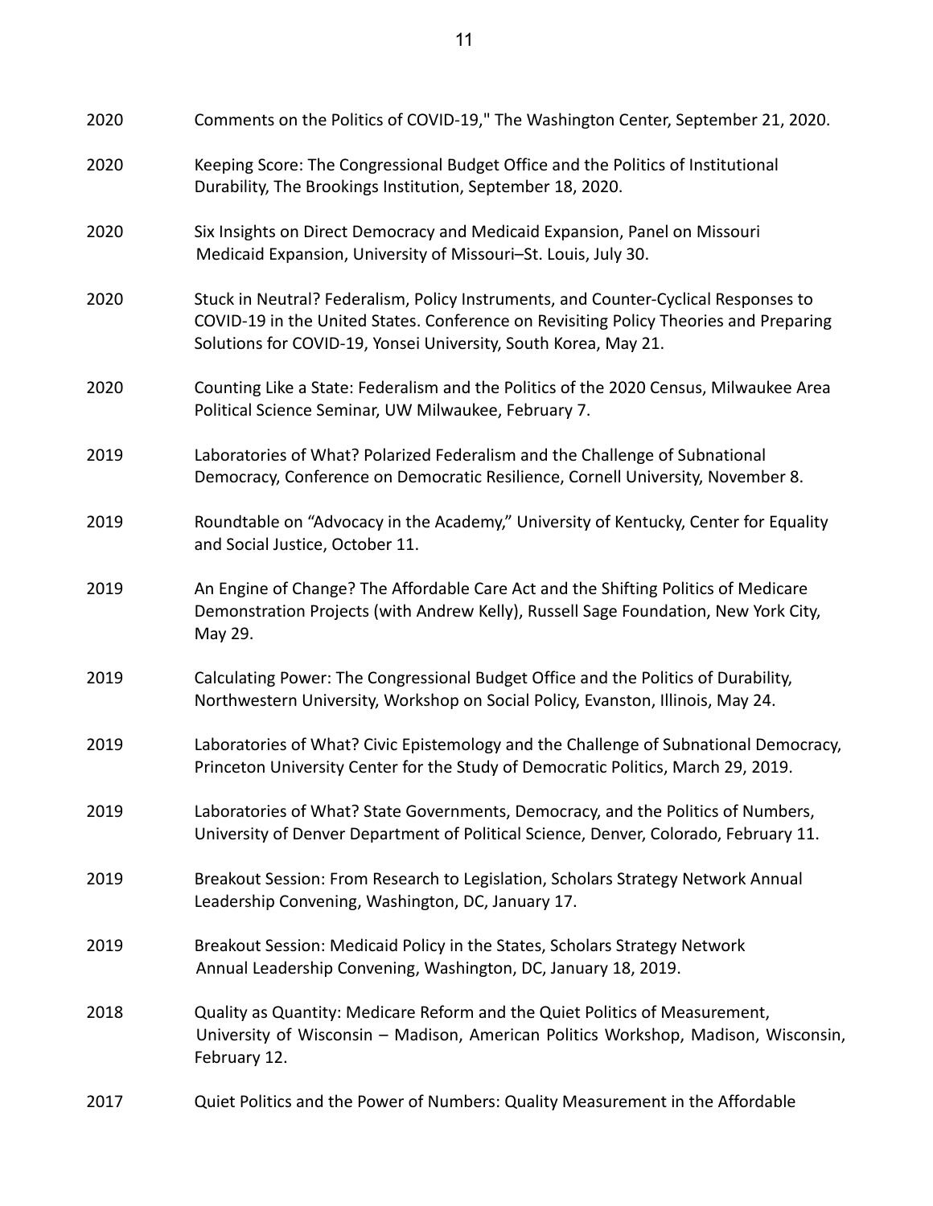2020 Comments on the Politics of COVID-19," The Washington Center, September 21, 2020.

2020 Keeping Score: The Congressional Budget Office and the Politics of Institutional Durability, The Brookings Institution, September 18, 2020.

2020 Six Insights on Direct Democracy and Medicaid Expansion, Panel on Missouri Medicaid Expansion, University of Missouri–St. Louis, July 30.

2020 Stuck in Neutral? Federalism, Policy Instruments, and Counter-Cyclical Responses to COVID-19 in the United States. Conference on Revisiting Policy Theories and Preparing Solutions for COVID-19, Yonsei University, South Korea, May 21.

2020 Counting Like a State: Federalism and the Politics of the 2020 Census, Milwaukee Area Political Science Seminar, UW Milwaukee, February 7.

2019 Laboratories of What? Polarized Federalism and the Challenge of Subnational Democracy, Conference on Democratic Resilience, Cornell University, November 8.

2019 Roundtable on "Advocacy in the Academy," University of Kentucky, Center for Equality and Social Justice, October 11.

2019 An Engine of Change? The Affordable Care Act and the Shifting Politics of Medicare Demonstration Projects (with Andrew Kelly), Russell Sage Foundation, New York City, May 29.

2019 Calculating Power: The Congressional Budget Office and the Politics of Durability, Northwestern University, Workshop on Social Policy, Evanston, Illinois, May 24.

2019 Laboratories of What? Civic Epistemology and the Challenge of Subnational Democracy, Princeton University Center for the Study of Democratic Politics, March 29, 2019.

2019 Laboratories of What? State Governments, Democracy, and the Politics of Numbers, University of Denver Department of Political Science, Denver, Colorado, February 11.

2019 Breakout Session: From Research to Legislation, Scholars Strategy Network Annual Leadership Convening, Washington, DC, January 17.

2019 Breakout Session: Medicaid Policy in the States, Scholars Strategy Network Annual Leadership Convening, Washington, DC, January 18, 2019.

2018 Quality as Quantity: Medicare Reform and the Quiet Politics of Measurement, University of Wisconsin – Madison, American Politics Workshop, Madison, Wisconsin, February 12.

2017 Quiet Politics and the Power of Numbers: Quality Measurement in the Affordable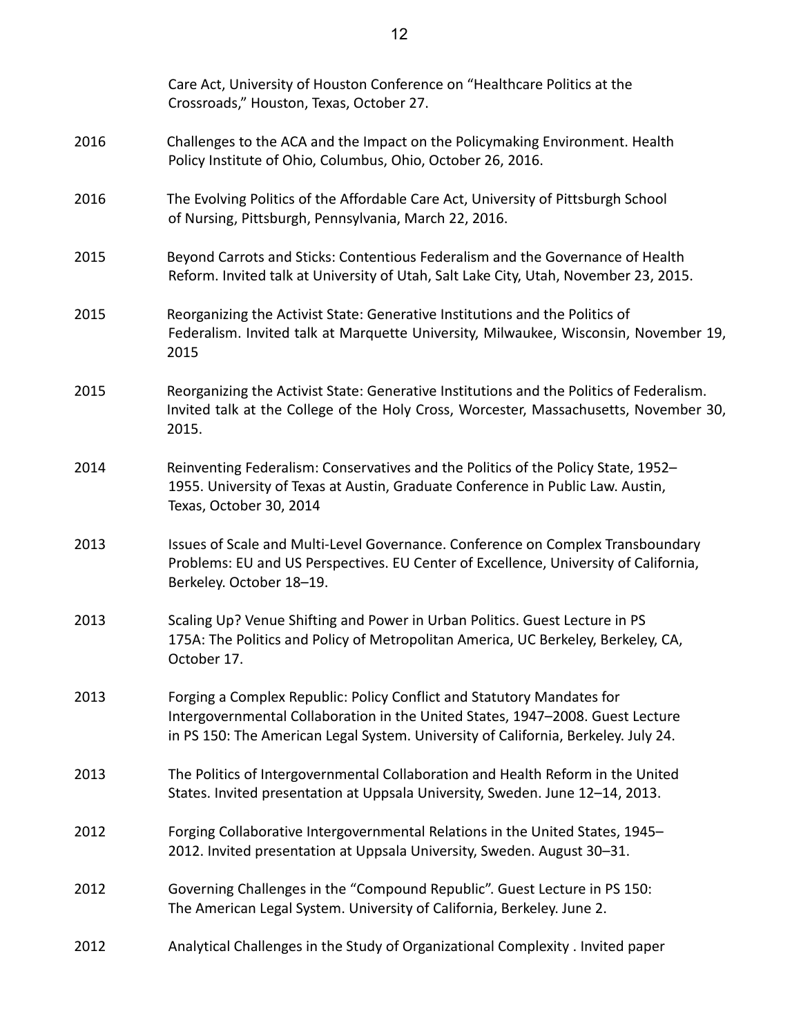Care Act, University of Houston Conference on "Healthcare Politics at the Crossroads," Houston, Texas, October 27.

2016 Challenges to the ACA and the Impact on the Policymaking Environment. Health Policy Institute of Ohio, Columbus, Ohio, October 26, 2016.

2016 The Evolving Politics of the Affordable Care Act, University of Pittsburgh School of Nursing, Pittsburgh, Pennsylvania, March 22, 2016.

2015 Beyond Carrots and Sticks: Contentious Federalism and the Governance of Health Reform. Invited talk at University of Utah, Salt Lake City, Utah, November 23, 2015.

2015 Reorganizing the Activist State: Generative Institutions and the Politics of Federalism. Invited talk at Marquette University, Milwaukee, Wisconsin, November 19, 2015

2015 Reorganizing the Activist State: Generative Institutions and the Politics of Federalism. Invited talk at the College of the Holy Cross, Worcester, Massachusetts, November 30, 2015.

2014 Reinventing Federalism: Conservatives and the Politics of the Policy State, 1952–1955. University of Texas at Austin, Graduate Conference in Public Law. Austin, Texas, October 30, 2014

2013 Issues of Scale and Multi-Level Governance. Conference on Complex Transboundary Problems: EU and US Perspectives. EU Center of Excellence, University of California, Berkeley. October 18–19.

2013 Scaling Up? Venue Shifting and Power in Urban Politics. Guest Lecture in PS 175A: The Politics and Policy of Metropolitan America, UC Berkeley, Berkeley, CA, October 17.

2013 Forging a Complex Republic: Policy Conflict and Statutory Mandates for Intergovernmental Collaboration in the United States, 1947–2008. Guest Lecture in PS 150: The American Legal System. University of California, Berkeley. July 24.

2013 The Politics of Intergovernmental Collaboration and Health Reform in the United States. Invited presentation at Uppsala University, Sweden. June 12–14, 2013.

2012 Forging Collaborative Intergovernmental Relations in the United States, 1945–2012. Invited presentation at Uppsala University, Sweden. August 30–31.

2012 Governing Challenges in the "Compound Republic". Guest Lecture in PS 150: The American Legal System. University of California, Berkeley. June 2.

2012 Analytical Challenges in the Study of Organizational Complexity . Invited paper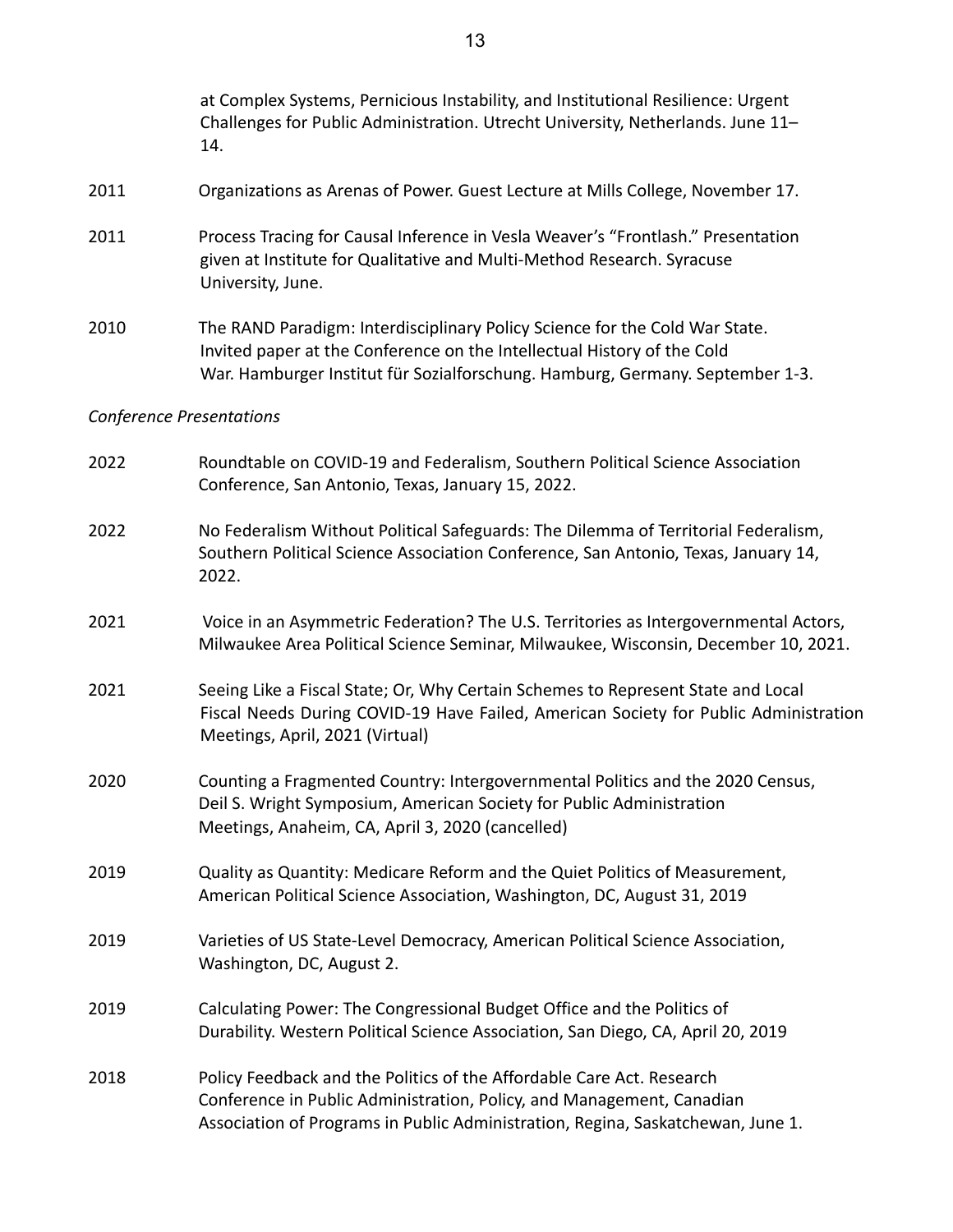at Complex Systems, Pernicious Instability, and Institutional Resilience: Urgent Challenges for Public Administration. Utrecht University, Netherlands. June 11–14.

2011 Organizations as Arenas of Power. Guest Lecture at Mills College, November 17.

2011 Process Tracing for Causal Inference in Vesla Weaver's "Frontlash." Presentation given at Institute for Qualitative and Multi-Method Research. Syracuse University, June.

2010 The RAND Paradigm: Interdisciplinary Policy Science for the Cold War State. Invited paper at the Conference on the Intellectual History of the Cold War. Hamburger Institut für Sozialforschung. Hamburg, Germany. September 1-3.

*Conference Presentations*

2022 Roundtable on COVID-19 and Federalism, Southern Political Science Association Conference, San Antonio, Texas, January 15, 2022.

2022 No Federalism Without Political Safeguards: The Dilemma of Territorial Federalism, Southern Political Science Association Conference, San Antonio, Texas, January 14, 2022.

2021 Voice in an Asymmetric Federation? The U.S. Territories as Intergovernmental Actors, Milwaukee Area Political Science Seminar, Milwaukee, Wisconsin, December 10, 2021.

2021 Seeing Like a Fiscal State; Or, Why Certain Schemes to Represent State and Local Fiscal Needs During COVID-19 Have Failed, American Society for Public Administration Meetings, April, 2021 (Virtual)

2020 Counting a Fragmented Country: Intergovernmental Politics and the 2020 Census, Deil S. Wright Symposium, American Society for Public Administration Meetings, Anaheim, CA, April 3, 2020 (cancelled)

2019 Quality as Quantity: Medicare Reform and the Quiet Politics of Measurement, American Political Science Association, Washington, DC, August 31, 2019

2019 Varieties of US State-Level Democracy, American Political Science Association, Washington, DC, August 2.

2019 Calculating Power: The Congressional Budget Office and the Politics of Durability. Western Political Science Association, San Diego, CA, April 20, 2019

2018 Policy Feedback and the Politics of the Affordable Care Act. Research Conference in Public Administration, Policy, and Management, Canadian Association of Programs in Public Administration, Regina, Saskatchewan, June 1.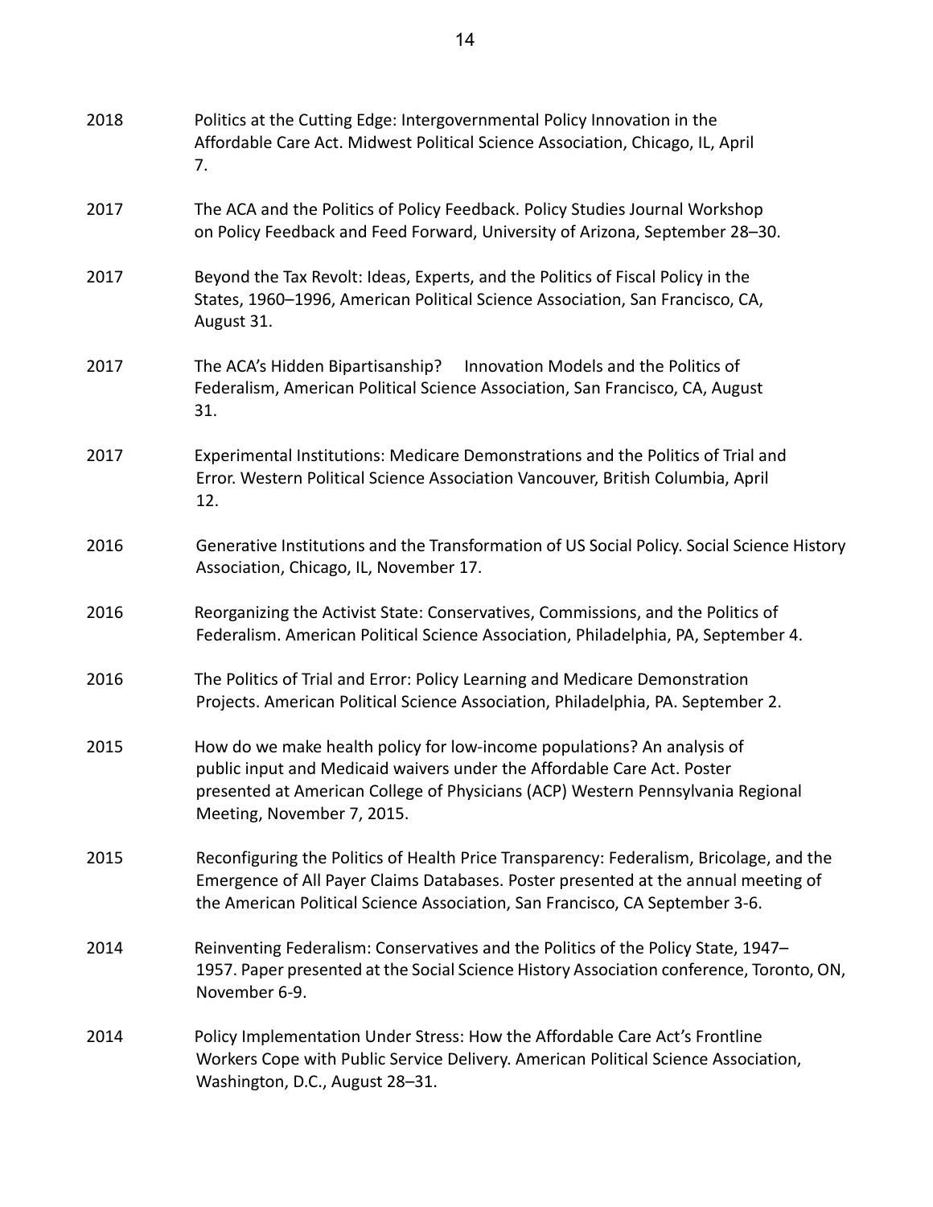2018 Politics at the Cutting Edge: Intergovernmental Policy Innovation in the Affordable Care Act. Midwest Political Science Association, Chicago, IL, April 7.

2017 The ACA and the Politics of Policy Feedback. Policy Studies Journal Workshop on Policy Feedback and Feed Forward, University of Arizona, September 28–30.

2017 Beyond the Tax Revolt: Ideas, Experts, and the Politics of Fiscal Policy in the States, 1960–1996, American Political Science Association, San Francisco, CA, August 31.

2017 The ACA's Hidden Bipartisanship? Innovation Models and the Politics of Federalism, American Political Science Association, San Francisco, CA, August 31.

2017 Experimental Institutions: Medicare Demonstrations and the Politics of Trial and Error. Western Political Science Association Vancouver, British Columbia, April 12.

2016 Generative Institutions and the Transformation of US Social Policy. Social Science History Association, Chicago, IL, November 17.

2016 Reorganizing the Activist State: Conservatives, Commissions, and the Politics of Federalism. American Political Science Association, Philadelphia, PA, September 4.

2016 The Politics of Trial and Error: Policy Learning and Medicare Demonstration Projects. American Political Science Association, Philadelphia, PA. September 2.

2015 How do we make health policy for low-income populations? An analysis of public input and Medicaid waivers under the Affordable Care Act. Poster presented at American College of Physicians (ACP) Western Pennsylvania Regional Meeting, November 7, 2015.

2015 Reconfiguring the Politics of Health Price Transparency: Federalism, Bricolage, and the Emergence of All Payer Claims Databases. Poster presented at the annual meeting of the American Political Science Association, San Francisco, CA September 3-6.

2014 Reinventing Federalism: Conservatives and the Politics of the Policy State, 1947–1957. Paper presented at the Social Science History Association conference, Toronto, ON, November 6-9.

2014 Policy Implementation Under Stress: How the Affordable Care Act's Frontline Workers Cope with Public Service Delivery. American Political Science Association, Washington, D.C., August 28–31.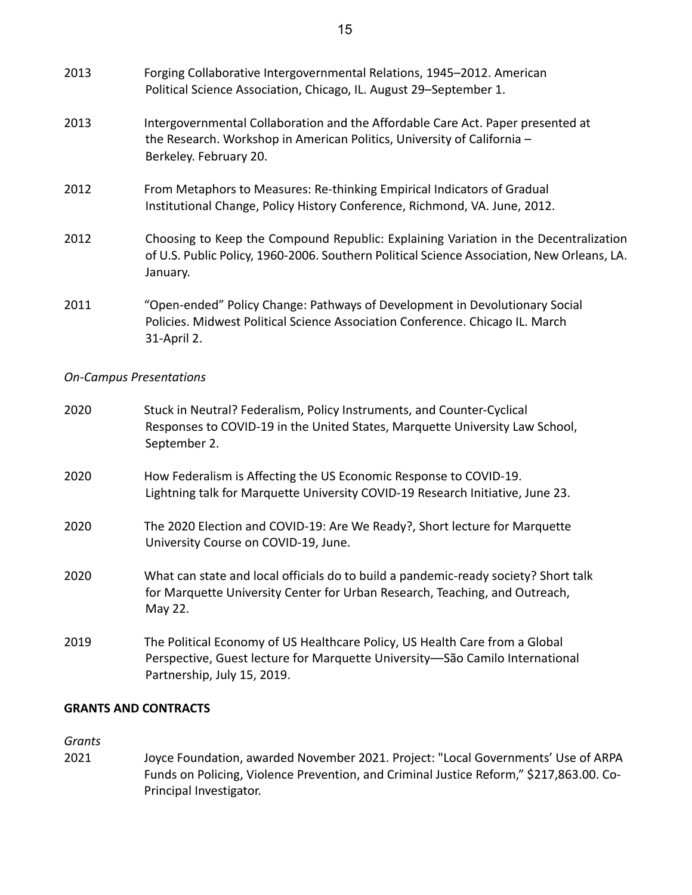2013 Forging Collaborative Intergovernmental Relations, 1945–2012. American Political Science Association, Chicago, IL. August 29–September 1.

2013 Intergovernmental Collaboration and the Affordable Care Act. Paper presented at the Research. Workshop in American Politics, University of California – Berkeley. February 20.

2012 From Metaphors to Measures: Re-thinking Empirical Indicators of Gradual Institutional Change, Policy History Conference, Richmond, VA. June, 2012.

2012 Choosing to Keep the Compound Republic: Explaining Variation in the Decentralization of U.S. Public Policy, 1960-2006. Southern Political Science Association, New Orleans, LA. January.

2011 "Open-ended" Policy Change: Pathways of Development in Devolutionary Social Policies. Midwest Political Science Association Conference. Chicago IL. March 31-April 2.

*On-Campus Presentations*

2020 Stuck in Neutral? Federalism, Policy Instruments, and Counter-Cyclical Responses to COVID-19 in the United States, Marquette University Law School, September 2.

2020 How Federalism is Affecting the US Economic Response to COVID-19. Lightning talk for Marquette University COVID-19 Research Initiative, June 23.

2020 The 2020 Election and COVID-19: Are We Ready?, Short lecture for Marquette University Course on COVID-19, June.

2020 What can state and local officials do to build a pandemic-ready society? Short talk for Marquette University Center for Urban Research, Teaching, and Outreach, May 22.

2019 The Political Economy of US Healthcare Policy, US Health Care from a Global Perspective, Guest lecture for Marquette University—São Camilo International Partnership, July 15, 2019.

**GRANTS AND CONTRACTS**

*Grants*

2021 Joyce Foundation, awarded November 2021. Project: "Local Governments' Use of ARPA Funds on Policing, Violence Prevention, and Criminal Justice Reform," $217,863.00. Co-Principal Investigator.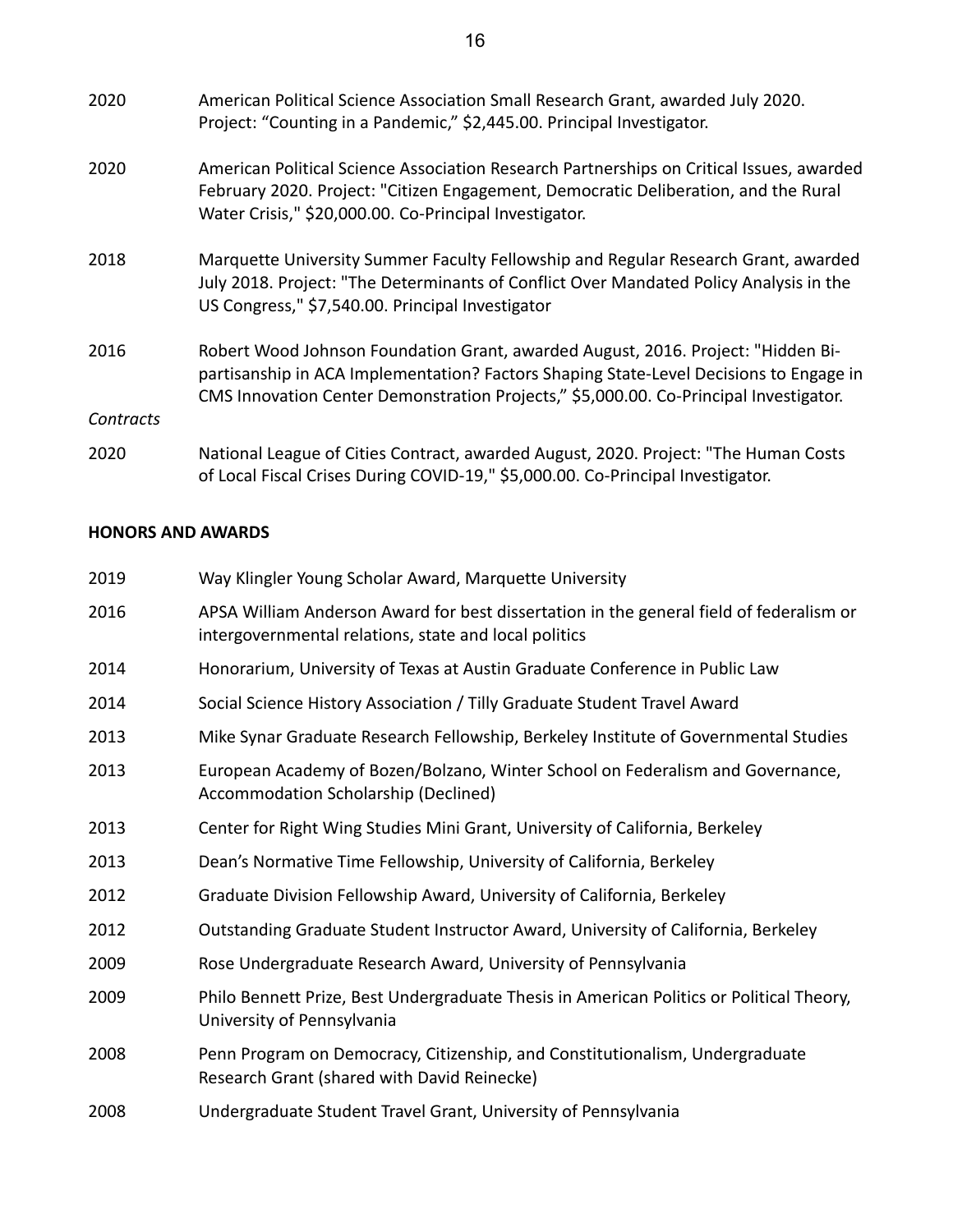2020 American Political Science Association Small Research Grant, awarded July 2020. Project: “Counting in a Pandemic,” $2,445.00. Principal Investigator.

2020 American Political Science Association Research Partnerships on Critical Issues, awarded February 2020. Project: "Citizen Engagement, Democratic Deliberation, and the Rural Water Crisis," $20,000.00. Co-Principal Investigator.

2018 Marquette University Summer Faculty Fellowship and Regular Research Grant, awarded July 2018. Project: "The Determinants of Conflict Over Mandated Policy Analysis in the US Congress," $7,540.00. Principal Investigator

2016 Robert Wood Johnson Foundation Grant, awarded August, 2016. Project: "Hidden Bi-partisanship in ACA Implementation? Factors Shaping State-Level Decisions to Engage in CMS Innovation Center Demonstration Projects,” $5,000.00. Co-Principal Investigator.

*Contracts*

2020 National League of Cities Contract, awarded August, 2020. Project: "The Human Costs of Local Fiscal Crises During COVID-19," $5,000.00. Co-Principal Investigator.

**HONORS AND AWARDS**

2019 Way Klingler Young Scholar Award, Marquette University

2016 APSA William Anderson Award for best dissertation in the general field of federalism or intergovernmental relations, state and local politics

2014 Honorarium, University of Texas at Austin Graduate Conference in Public Law

2014 Social Science History Association / Tilly Graduate Student Travel Award

2013 Mike Synar Graduate Research Fellowship, Berkeley Institute of Governmental Studies

2013 European Academy of Bozen/Bolzano, Winter School on Federalism and Governance, Accommodation Scholarship (Declined)

2013 Center for Right Wing Studies Mini Grant, University of California, Berkeley

2013 Dean’s Normative Time Fellowship, University of California, Berkeley

2012 Graduate Division Fellowship Award, University of California, Berkeley

2012 Outstanding Graduate Student Instructor Award, University of California, Berkeley

2009 Rose Undergraduate Research Award, University of Pennsylvania

2009 Philo Bennett Prize, Best Undergraduate Thesis in American Politics or Political Theory, University of Pennsylvania

2008 Penn Program on Democracy, Citizenship, and Constitutionalism, Undergraduate Research Grant (shared with David Reinecke)

2008 Undergraduate Student Travel Grant, University of Pennsylvania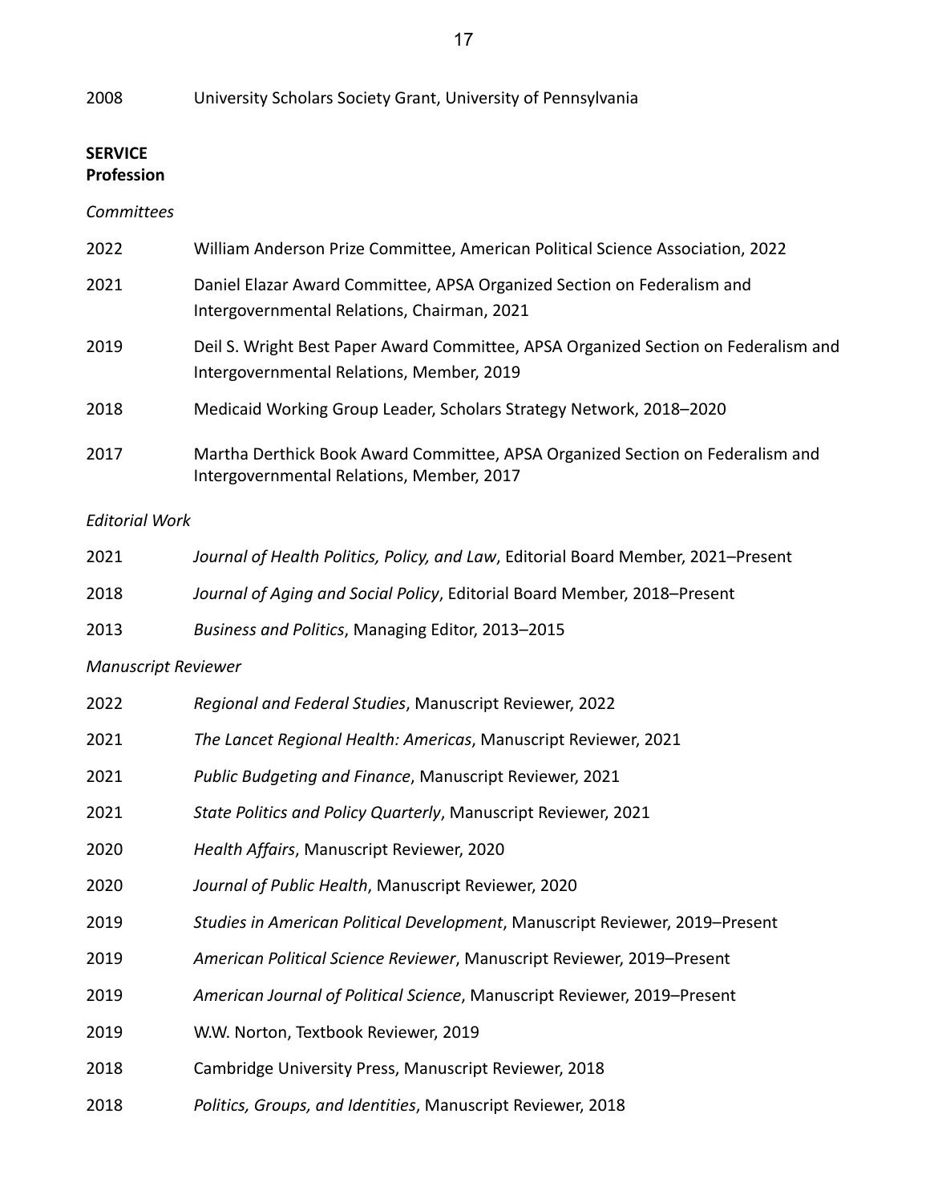2008 University Scholars Society Grant, University of Pennsylvania

**SERVICE**
**Profession**

*Committees*

2022 William Anderson Prize Committee, American Political Science Association, 2022

2021 Daniel Elazar Award Committee, APSA Organized Section on Federalism and Intergovernmental Relations, Chairman, 2021

2019 Deil S. Wright Best Paper Award Committee, APSA Organized Section on Federalism and Intergovernmental Relations, Member, 2019

2018 Medicaid Working Group Leader, Scholars Strategy Network, 2018–2020

2017 Martha Derthick Book Award Committee, APSA Organized Section on Federalism and Intergovernmental Relations, Member, 2017

*Editorial Work*

2021 *Journal of Health Politics, Policy, and Law*, Editorial Board Member, 2021–Present

2018 *Journal of Aging and Social Policy*, Editorial Board Member, 2018–Present

2013 *Business and Politics*, Managing Editor, 2013–2015

*Manuscript Reviewer*

2022 *Regional and Federal Studies*, Manuscript Reviewer, 2022

2021 *The Lancet Regional Health: Americas*, Manuscript Reviewer, 2021

2021 *Public Budgeting and Finance*, Manuscript Reviewer, 2021

2021 *State Politics and Policy Quarterly*, Manuscript Reviewer, 2021

2020 *Health Affairs*, Manuscript Reviewer, 2020

2020 *Journal of Public Health*, Manuscript Reviewer, 2020

2019 *Studies in American Political Development*, Manuscript Reviewer, 2019–Present

2019 *American Political Science Reviewer*, Manuscript Reviewer, 2019–Present

2019 *American Journal of Political Science*, Manuscript Reviewer, 2019–Present

2019 W.W. Norton, Textbook Reviewer, 2019

2018 Cambridge University Press, Manuscript Reviewer, 2018

2018 *Politics, Groups, and Identities*, Manuscript Reviewer, 2018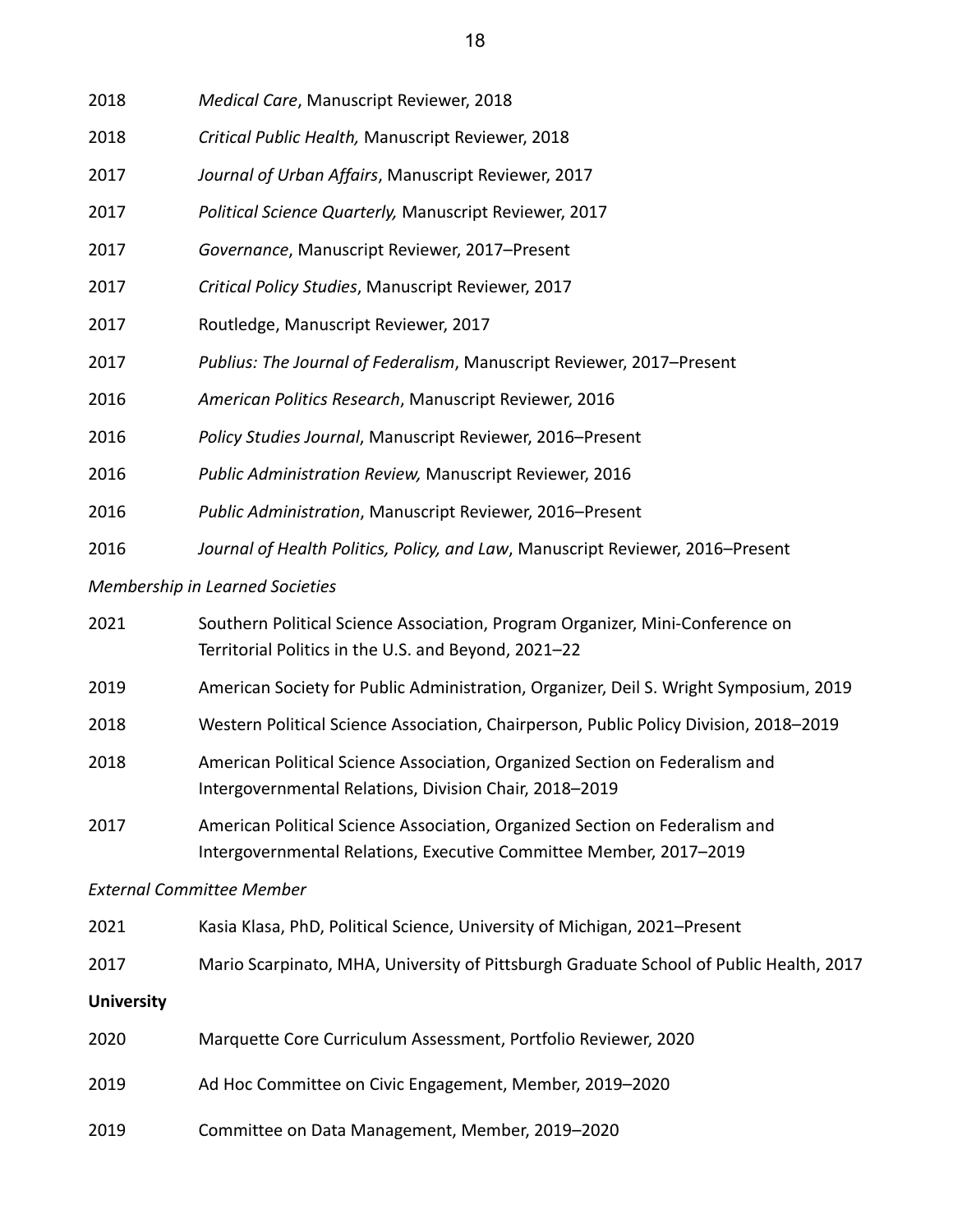2018 *Medical Care*, Manuscript Reviewer, 2018

2018 *Critical Public Health,* Manuscript Reviewer, 2018

2017 *Journal of Urban Affairs*, Manuscript Reviewer, 2017

2017 *Political Science Quarterly,* Manuscript Reviewer, 2017

2017 *Governance*, Manuscript Reviewer, 2017–Present

2017 *Critical Policy Studies*, Manuscript Reviewer, 2017

2017 Routledge, Manuscript Reviewer, 2017

2017 *Publius: The Journal of Federalism*, Manuscript Reviewer, 2017–Present

2016 *American Politics Research*, Manuscript Reviewer, 2016

2016 *Policy Studies Journal*, Manuscript Reviewer, 2016–Present

2016 *Public Administration Review,* Manuscript Reviewer, 2016

2016 *Public Administration*, Manuscript Reviewer, 2016–Present

2016 *Journal of Health Politics, Policy, and Law*, Manuscript Reviewer, 2016–Present

*Membership in Learned Societies*

2021 Southern Political Science Association, Program Organizer, Mini-Conference on Territorial Politics in the U.S. and Beyond, 2021–22

2019 American Society for Public Administration, Organizer, Deil S. Wright Symposium, 2019

2018 Western Political Science Association, Chairperson, Public Policy Division, 2018–2019

2018 American Political Science Association, Organized Section on Federalism and Intergovernmental Relations, Division Chair, 2018–2019

2017 American Political Science Association, Organized Section on Federalism and Intergovernmental Relations, Executive Committee Member, 2017–2019

*External Committee Member*

2021 Kasia Klasa, PhD, Political Science, University of Michigan, 2021–Present

2017 Mario Scarpinato, MHA, University of Pittsburgh Graduate School of Public Health, 2017

**University**

2020 Marquette Core Curriculum Assessment, Portfolio Reviewer, 2020

2019 Ad Hoc Committee on Civic Engagement, Member, 2019–2020

2019 Committee on Data Management, Member, 2019–2020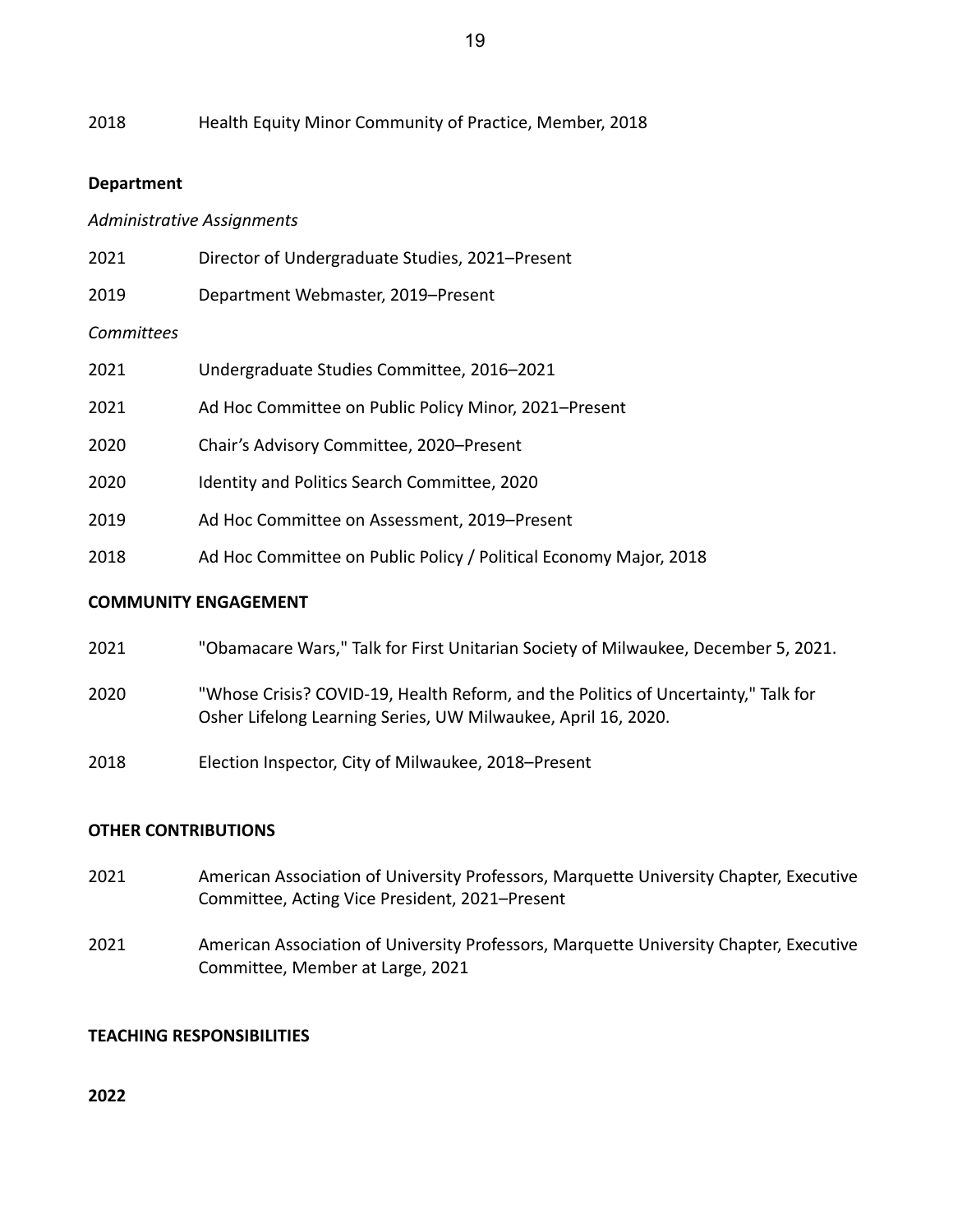2018 Health Equity Minor Community of Practice, Member, 2018

**Department**

*Administrative Assignments*

2021 Director of Undergraduate Studies, 2021–Present

2019 Department Webmaster, 2019–Present

*Committees*

2021 Undergraduate Studies Committee, 2016–2021

2021 Ad Hoc Committee on Public Policy Minor, 2021–Present

2020 Chair's Advisory Committee, 2020–Present

2020 Identity and Politics Search Committee, 2020

2019 Ad Hoc Committee on Assessment, 2019–Present

2018 Ad Hoc Committee on Public Policy / Political Economy Major, 2018

**COMMUNITY ENGAGEMENT**

2021 "Obamacare Wars," Talk for First Unitarian Society of Milwaukee, December 5, 2021.

2020 "Whose Crisis? COVID-19, Health Reform, and the Politics of Uncertainty," Talk for Osher Lifelong Learning Series, UW Milwaukee, April 16, 2020.

2018 Election Inspector, City of Milwaukee, 2018–Present

**OTHER CONTRIBUTIONS**

2021 American Association of University Professors, Marquette University Chapter, Executive Committee, Acting Vice President, 2021–Present

2021 American Association of University Professors, Marquette University Chapter, Executive Committee, Member at Large, 2021

**TEACHING RESPONSIBILITIES**

**2022**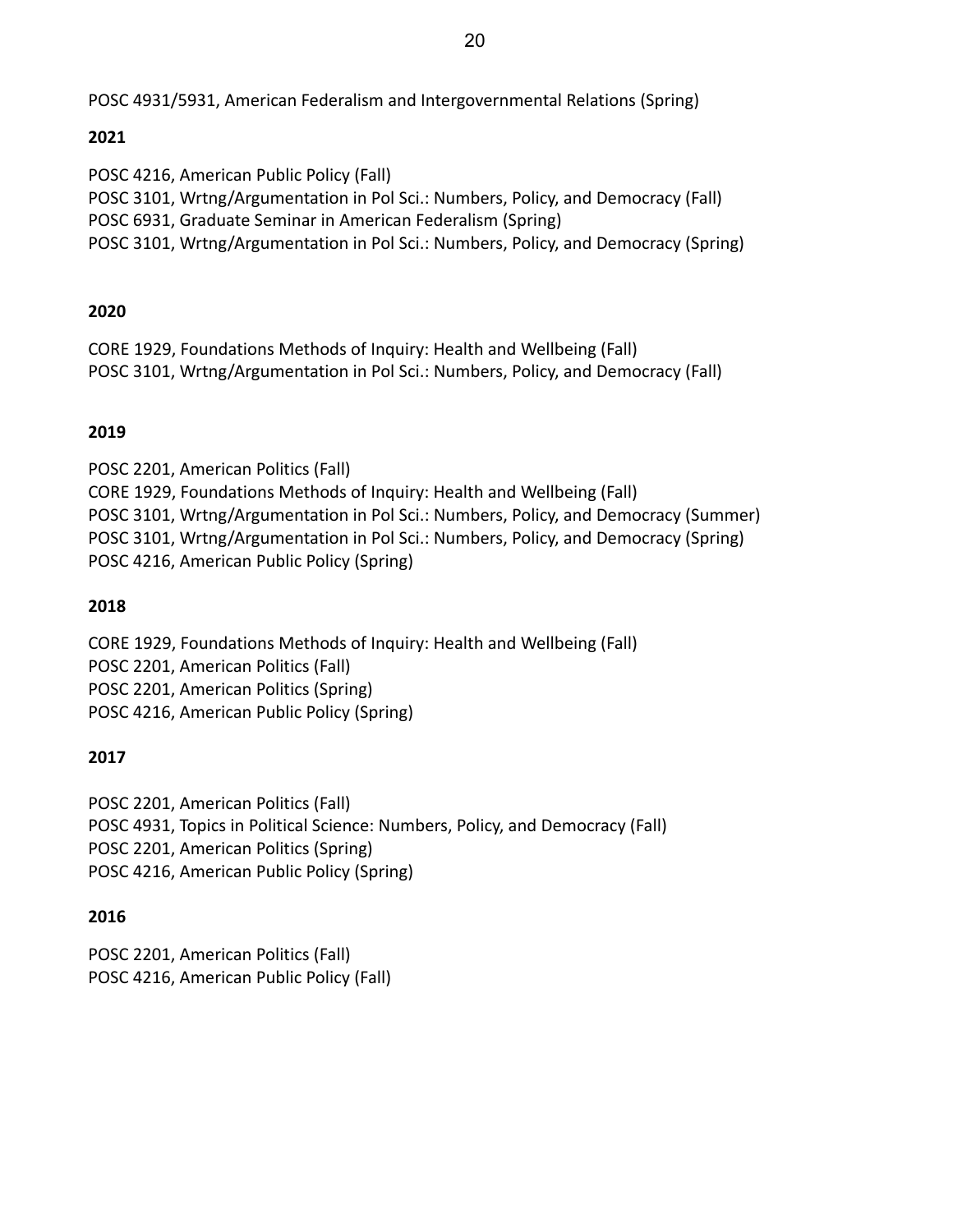POSC 4931/5931, American Federalism and Intergovernmental Relations (Spring)

**2021**

POSC 4216, American Public Policy (Fall)
POSC 3101, Wrtng/Argumentation in Pol Sci.: Numbers, Policy, and Democracy (Fall)
POSC 6931, Graduate Seminar in American Federalism (Spring)
POSC 3101, Wrtng/Argumentation in Pol Sci.: Numbers, Policy, and Democracy (Spring)

**2020**

CORE 1929, Foundations Methods of Inquiry: Health and Wellbeing (Fall)
POSC 3101, Wrtng/Argumentation in Pol Sci.: Numbers, Policy, and Democracy (Fall)

**2019**

POSC 2201, American Politics (Fall)
CORE 1929, Foundations Methods of Inquiry: Health and Wellbeing (Fall)
POSC 3101, Wrtng/Argumentation in Pol Sci.: Numbers, Policy, and Democracy (Summer)
POSC 3101, Wrtng/Argumentation in Pol Sci.: Numbers, Policy, and Democracy (Spring)
POSC 4216, American Public Policy (Spring)

**2018**

CORE 1929, Foundations Methods of Inquiry: Health and Wellbeing (Fall)
POSC 2201, American Politics (Fall)
POSC 2201, American Politics (Spring)
POSC 4216, American Public Policy (Spring)

**2017**

POSC 2201, American Politics (Fall)
POSC 4931, Topics in Political Science: Numbers, Policy, and Democracy (Fall)
POSC 2201, American Politics (Spring)
POSC 4216, American Public Policy (Spring)

**2016**

POSC 2201, American Politics (Fall)
POSC 4216, American Public Policy (Fall)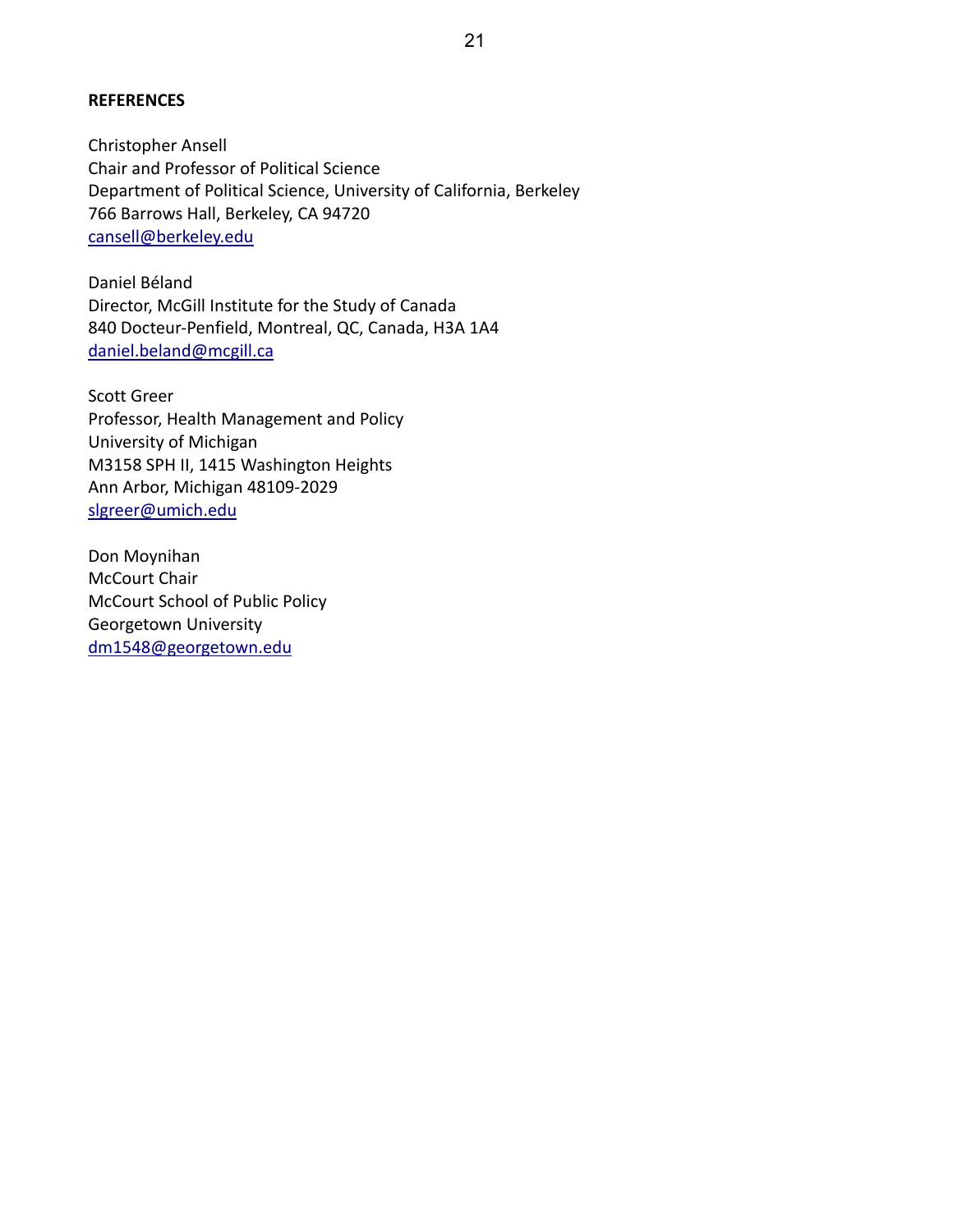**REFERENCES**

Christopher Ansell
Chair and Professor of Political Science
Department of Political Science, University of California, Berkeley
766 Barrows Hall, Berkeley, CA 94720
cansell@berkeley.edu

Daniel Béland
Director, McGill Institute for the Study of Canada
840 Docteur-Penfield, Montreal, QC, Canada, H3A 1A4
daniel.beland@mcgill.ca

Scott Greer
Professor, Health Management and Policy
University of Michigan
M3158 SPH II, 1415 Washington Heights
Ann Arbor, Michigan 48109-2029
slgreer@umich.edu

Don Moynihan
McCourt Chair
McCourt School of Public Policy
Georgetown University
dm1548@georgetown.edu